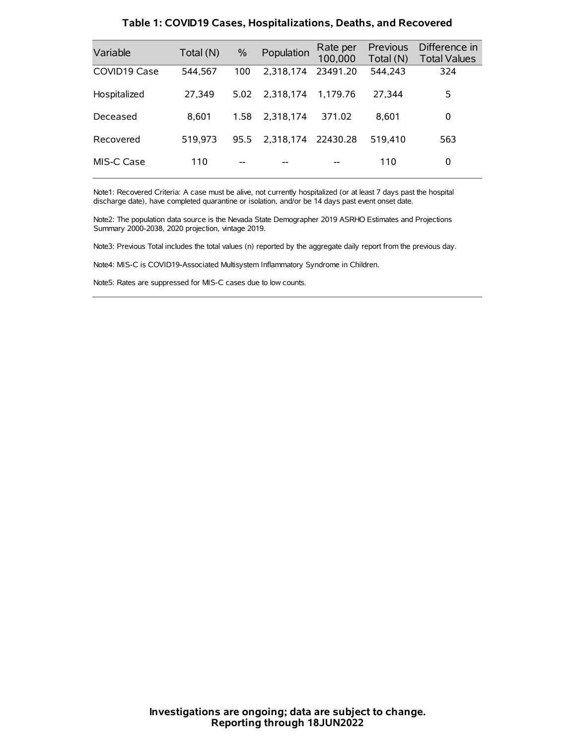### Table 1: COVID19 Cases, Hospitalizations, Deaths, and Recovered

| Variable | Total (N) | % | Population | Rate per 100,000 | Previous Total (N) | Difference in Total Values |
|---|---|---|---|---|---|---|
| COVID19 Case | 544,567 | 100 | 2,318,174 | 23491.20 | 544,243 | 324 |
| Hospitalized | 27,349 | 5.02 | 2,318,174 | 1,179.76 | 27,344 | 5 |
| Deceased | 8,601 | 1.58 | 2,318,174 | 371.02 | 8,601 | 0 |
| Recovered | 519,973 | 95.5 | 2,318,174 | 22430.28 | 519,410 | 563 |
| MIS-C Case | 110 | -- | -- | -- | 110 | 0 |

Note1: Recovered Criteria: A case must be alive, not currently hospitalized (or at least 7 days past the hospital discharge date), have completed quarantine or isolation, and/or be 14 days past event onset date.

Note2: The population data source is the Nevada State Demographer 2019 ASRHO Estimates and Projections Summary 2000-2038, 2020 projection, vintage 2019.

Note3: Previous Total includes the total values (n) reported by the aggregate daily report from the previous day.

Note4: MIS-C is COVID19-Associated Multisystem Inflammatory Syndrome in Children.

Note5: Rates are suppressed for MIS-C cases due to low counts.

**Investigations are ongoing; data are subject to change.**
**Reporting through 18JUN2022**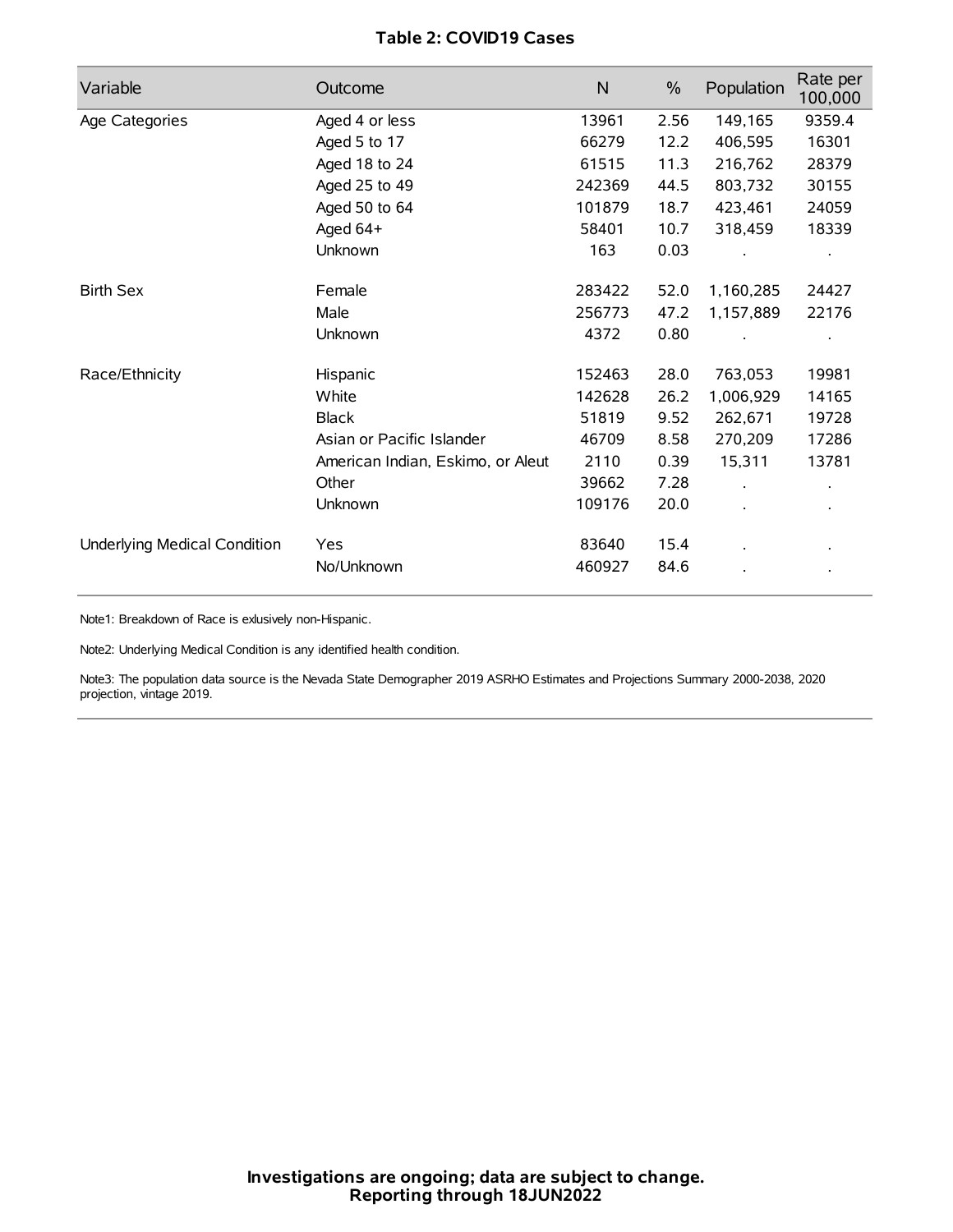**Table 2: COVID19 Cases**

| Variable | Outcome | N | % | Population | Rate per 100,000 |
|---|---|---|---|---|---|
| Age Categories | Aged 4 or less | 13961 | 2.56 | 149,165 | 9359.4 |
| | Aged 5 to 17 | 66279 | 12.2 | 406,595 | 16301 |
| | Aged 18 to 24 | 61515 | 11.3 | 216,762 | 28379 |
| | Aged 25 to 49 | 242369 | 44.5 | 803,732 | 30155 |
| | Aged 50 to 64 | 101879 | 18.7 | 423,461 | 24059 |
| | Aged 64+ | 58401 | 10.7 | 318,459 | 18339 |
| | Unknown | 163 | 0.03 | . | . |
| Birth Sex | Female | 283422 | 52.0 | 1,160,285 | 24427 |
| | Male | 256773 | 47.2 | 1,157,889 | 22176 |
| | Unknown | 4372 | 0.80 | . | . |
| Race/Ethnicity | Hispanic | 152463 | 28.0 | 763,053 | 19981 |
| | White | 142628 | 26.2 | 1,006,929 | 14165 |
| | Black | 51819 | 9.52 | 262,671 | 19728 |
| | Asian or Pacific Islander | 46709 | 8.58 | 270,209 | 17286 |
| | American Indian, Eskimo, or Aleut | 2110 | 0.39 | 15,311 | 13781 |
| | Other | 39662 | 7.28 | . | . |
| | Unknown | 109176 | 20.0 | . | . |
| Underlying Medical Condition | Yes | 83640 | 15.4 | . | . |
| | No/Unknown | 460927 | 84.6 | . | . |

Note1: Breakdown of Race is exlusively non-Hispanic.

Note2: Underlying Medical Condition is any identified health condition.

Note3: The population data source is the Nevada State Demographer 2019 ASRHO Estimates and Projections Summary 2000-2038, 2020 projection, vintage 2019.

**Investigations are ongoing; data are subject to change.**
**Reporting through 18JUN2022**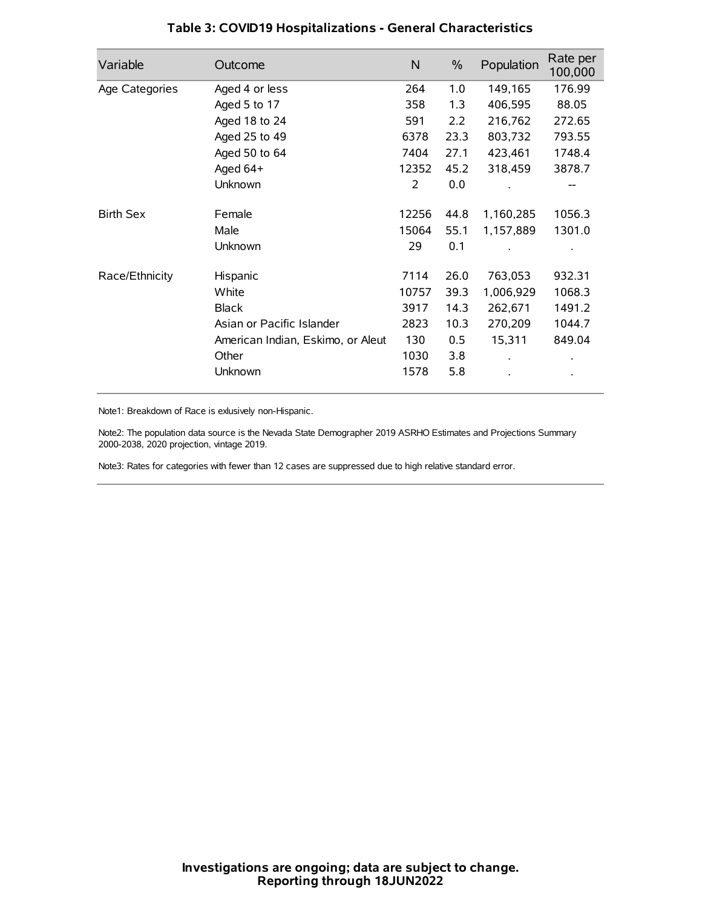## Table 3: COVID19 Hospitalizations - General Characteristics

| Variable | Outcome | N | % | Population | Rate per 100,000 |
|---|---|---|---|---|---|
| Age Categories | Aged 4 or less | 264 | 1.0 | 149,165 | 176.99 |
| | Aged 5 to 17 | 358 | 1.3 | 406,595 | 88.05 |
| | Aged 18 to 24 | 591 | 2.2 | 216,762 | 272.65 |
| | Aged 25 to 49 | 6378 | 23.3 | 803,732 | 793.55 |
| | Aged 50 to 64 | 7404 | 27.1 | 423,461 | 1748.4 |
| | Aged 64+ | 12352 | 45.2 | 318,459 | 3878.7 |
| | Unknown | 2 | 0.0 | . | -- |
| Birth Sex | Female | 12256 | 44.8 | 1,160,285 | 1056.3 |
| | Male | 15064 | 55.1 | 1,157,889 | 1301.0 |
| | Unknown | 29 | 0.1 | . | . |
| Race/Ethnicity | Hispanic | 7114 | 26.0 | 763,053 | 932.31 |
| | White | 10757 | 39.3 | 1,006,929 | 1068.3 |
| | Black | 3917 | 14.3 | 262,671 | 1491.2 |
| | Asian or Pacific Islander | 2823 | 10.3 | 270,209 | 1044.7 |
| | American Indian, Eskimo, or Aleut | 130 | 0.5 | 15,311 | 849.04 |
| | Other | 1030 | 3.8 | . | . |
| | Unknown | 1578 | 5.8 | . | . |

Note1: Breakdown of Race is exlusively non-Hispanic.

Note2: The population data source is the Nevada State Demographer 2019 ASRHO Estimates and Projections Summary 2000-2038, 2020 projection, vintage 2019.

Note3: Rates for categories with fewer than 12 cases are suppressed due to high relative standard error.

**Investigations are ongoing; data are subject to change.**
**Reporting through 18JUN2022**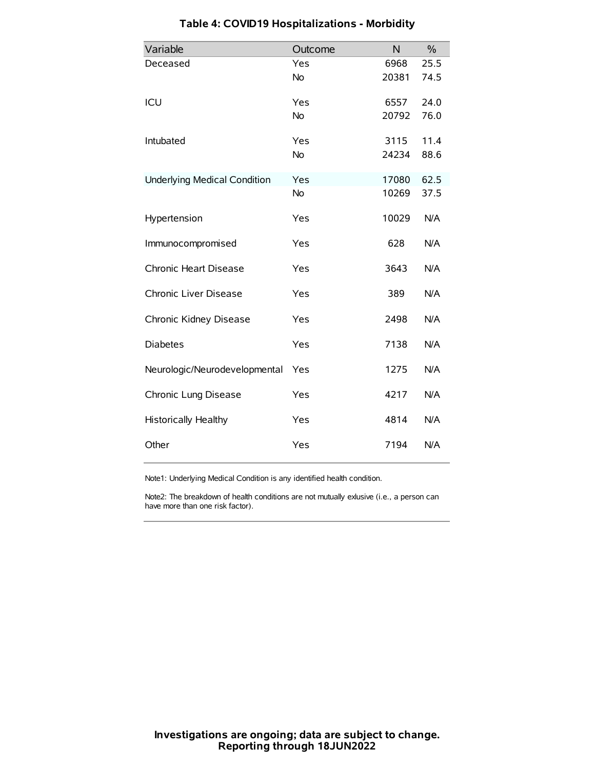# Table 4: COVID19 Hospitalizations - Morbidity

| Variable | Outcome | N | % |
|---|---|---|---|
| Deceased | Yes | 6968 | 25.5 |
| | No | 20381 | 74.5 |
| ICU | Yes | 6557 | 24.0 |
| | No | 20792 | 76.0 |
| Intubated | Yes | 3115 | 11.4 |
| | No | 24234 | 88.6 |
| Underlying Medical Condition | Yes | 17080 | 62.5 |
| | No | 10269 | 37.5 |
| Hypertension | Yes | 10029 | N/A |
| Immunocompromised | Yes | 628 | N/A |
| Chronic Heart Disease | Yes | 3643 | N/A |
| Chronic Liver Disease | Yes | 389 | N/A |
| Chronic Kidney Disease | Yes | 2498 | N/A |
| Diabetes | Yes | 7138 | N/A |
| Neurologic/Neurodevelopmental | Yes | 1275 | N/A |
| Chronic Lung Disease | Yes | 4217 | N/A |
| Historically Healthy | Yes | 4814 | N/A |
| Other | Yes | 7194 | N/A |

Note1: Underlying Medical Condition is any identified health condition.

Note2: The breakdown of health conditions are not mutually exlusive (i.e., a person can have more than one risk factor).

**Investigations are ongoing; data are subject to change.**
**Reporting through 18JUN2022**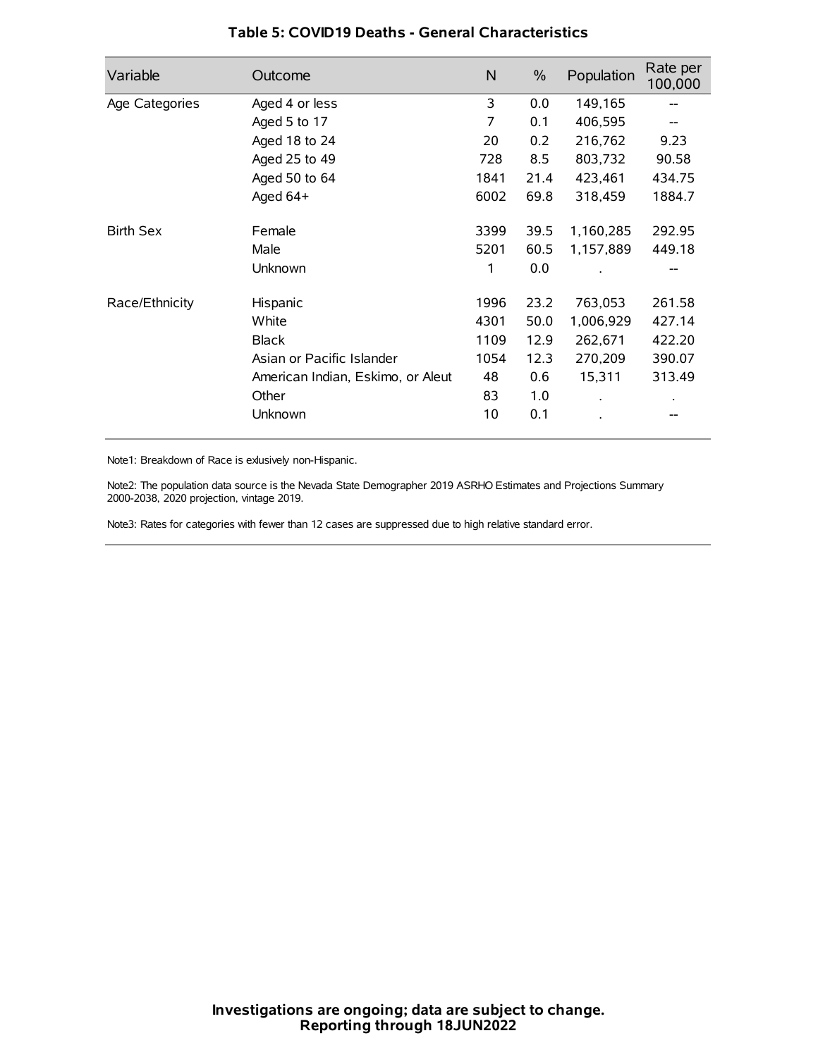**Table 5: COVID19 Deaths - General Characteristics**

| Variable | Outcome | N | % | Population | Rate per 100,000 |
|---|---|---|---|---|---|
| Age Categories | Aged 4 or less | 3 | 0.0 | 149,165 | -- |
| | Aged 5 to 17 | 7 | 0.1 | 406,595 | -- |
| | Aged 18 to 24 | 20 | 0.2 | 216,762 | 9.23 |
| | Aged 25 to 49 | 728 | 8.5 | 803,732 | 90.58 |
| | Aged 50 to 64 | 1841 | 21.4 | 423,461 | 434.75 |
| | Aged 64+ | 6002 | 69.8 | 318,459 | 1884.7 |
| Birth Sex | Female | 3399 | 39.5 | 1,160,285 | 292.95 |
| | Male | 5201 | 60.5 | 1,157,889 | 449.18 |
| | Unknown | 1 | 0.0 | . | -- |
| Race/Ethnicity | Hispanic | 1996 | 23.2 | 763,053 | 261.58 |
| | White | 4301 | 50.0 | 1,006,929 | 427.14 |
| | Black | 1109 | 12.9 | 262,671 | 422.20 |
| | Asian or Pacific Islander | 1054 | 12.3 | 270,209 | 390.07 |
| | American Indian, Eskimo, or Aleut | 48 | 0.6 | 15,311 | 313.49 |
| | Other | 83 | 1.0 | . | . |
| | Unknown | 10 | 0.1 | . | -- |

Note1: Breakdown of Race is exlusively non-Hispanic.

Note2: The population data source is the Nevada State Demographer 2019 ASRHO Estimates and Projections Summary 2000-2038, 2020 projection, vintage 2019.

Note3: Rates for categories with fewer than 12 cases are suppressed due to high relative standard error.

**Investigations are ongoing; data are subject to change.**
**Reporting through 18JUN2022**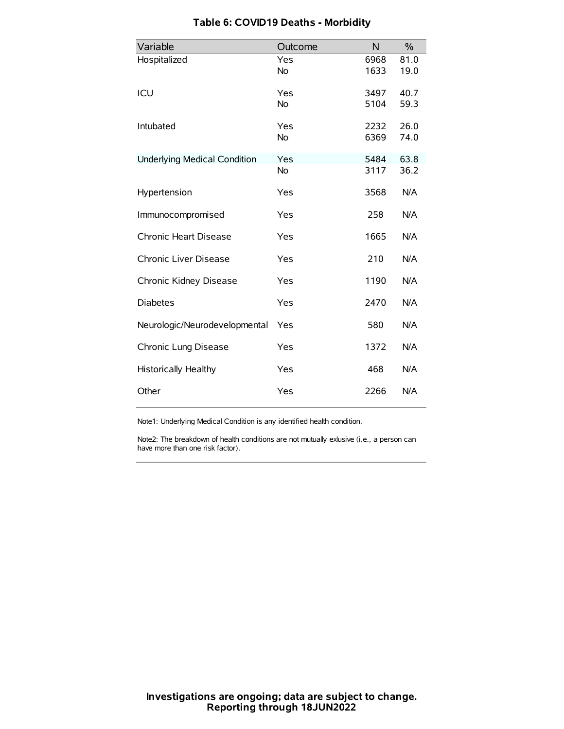## Table 6: COVID19 Deaths - Morbidity

| Variable | Outcome | N | % |
|---|---|---|---|
| Hospitalized | Yes | 6968 | 81.0 |
| | No | 1633 | 19.0 |
| ICU | Yes | 3497 | 40.7 |
| | No | 5104 | 59.3 |
| Intubated | Yes | 2232 | 26.0 |
| | No | 6369 | 74.0 |
| Underlying Medical Condition | Yes | 5484 | 63.8 |
| | No | 3117 | 36.2 |
| Hypertension | Yes | 3568 | N/A |
| Immunocompromised | Yes | 258 | N/A |
| Chronic Heart Disease | Yes | 1665 | N/A |
| Chronic Liver Disease | Yes | 210 | N/A |
| Chronic Kidney Disease | Yes | 1190 | N/A |
| Diabetes | Yes | 2470 | N/A |
| Neurologic/Neurodevelopmental | Yes | 580 | N/A |
| Chronic Lung Disease | Yes | 1372 | N/A |
| Historically Healthy | Yes | 468 | N/A |
| Other | Yes | 2266 | N/A |

Note1: Underlying Medical Condition is any identified health condition.

Note2: The breakdown of health conditions are not mutually exlusive (i.e., a person can have more than one risk factor).

**Investigations are ongoing; data are subject to change.**
**Reporting through 18JUN2022**